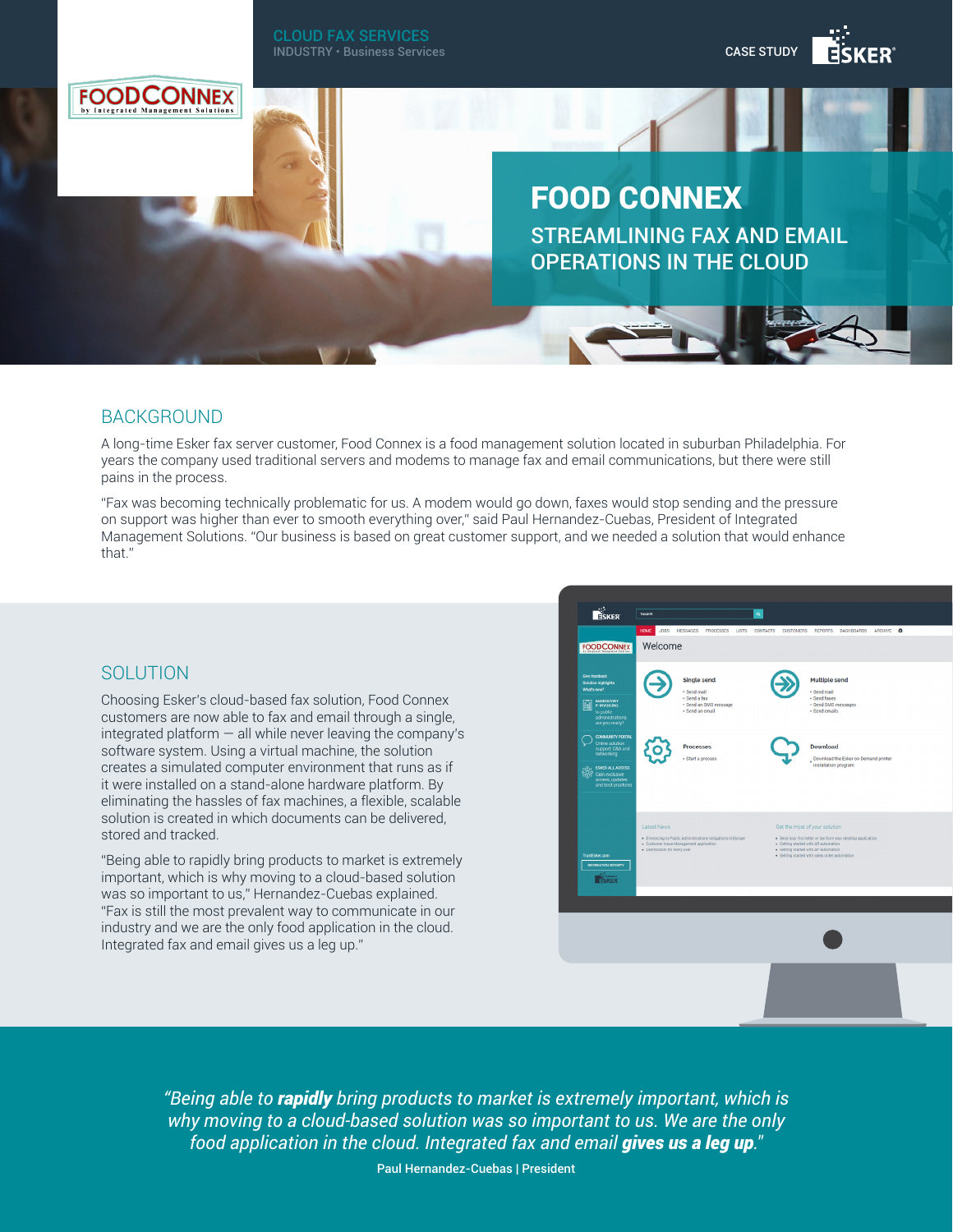CLOUD FAX SERVICES
INDUSTRY • Business Services

CASE STUDY

# FOOD CONNEX

## STREAMLINING FAX AND EMAIL OPERATIONS IN THE CLOUD

## BACKGROUND

A long-time Esker fax server customer, Food Connex is a food management solution located in suburban Philadelphia. For years the company used traditional servers and modems to manage fax and email communications, but there were still pains in the process.

"Fax was becoming technically problematic for us. A modem would go down, faxes would stop sending and the pressure on support was higher than ever to smooth everything over," said Paul Hernandez-Cuebas, President of Integrated Management Solutions. "Our business is based on great customer support, and we needed a solution that would enhance that."

## SOLUTION

Choosing Esker's cloud-based fax solution, Food Connex customers are now able to fax and email through a single, integrated platform — all while never leaving the company's software system. Using a virtual machine, the solution creates a simulated computer environment that runs as if it were installed on a stand-alone hardware platform. By eliminating the hassles of fax machines, a flexible, scalable solution is created in which documents can be delivered, stored and tracked.

"Being able to rapidly bring products to market is extremely important, which is why moving to a cloud-based solution was so important to us," Hernandez-Cuebas explained. "Fax is still the most prevalent way to communicate in our industry and we are the only food application in the cloud. Integrated fax and email gives us a leg up."

> *"Being able to **rapidly** bring products to market is extremely important, which is why moving to a cloud-based solution was so important to us. We are the only food application in the cloud. Integrated fax and email **gives us a leg up**."*
>
> Paul Hernandez-Cuebas | President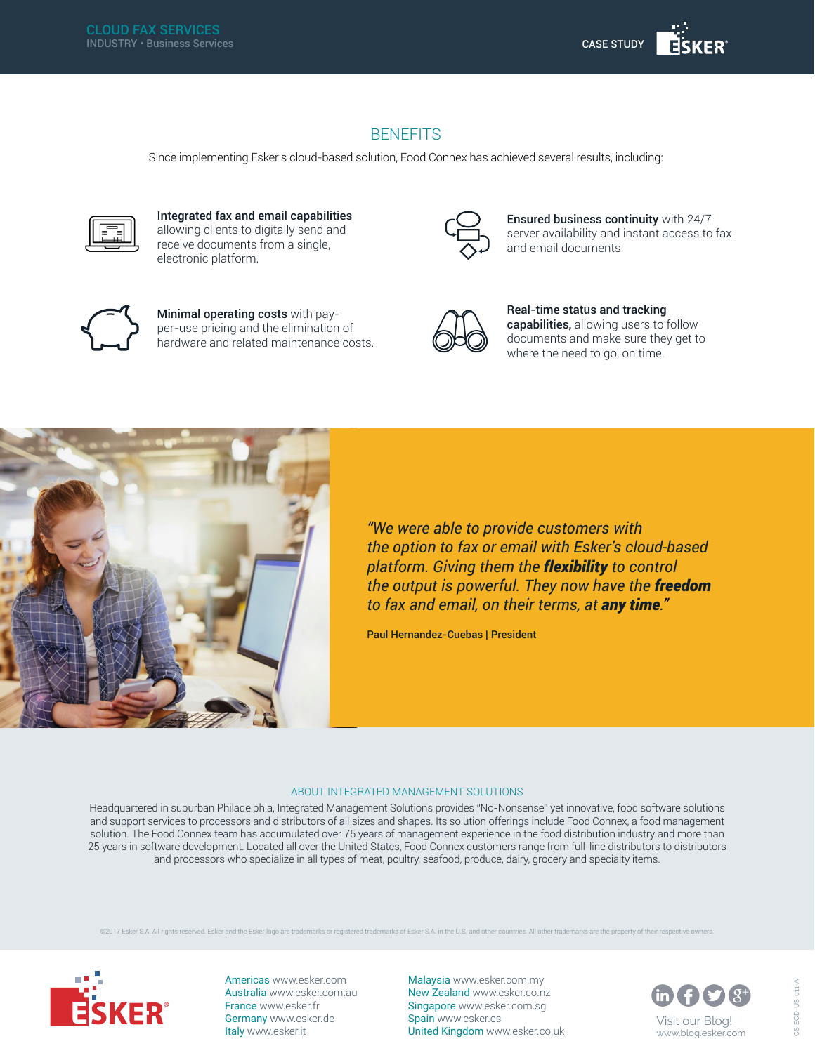## BENEFITS

Since implementing Esker's cloud-based solution, Food Connex has achieved several results, including:

**Integrated fax and email capabilities** allowing clients to digitally send and receive documents from a single, electronic platform.

**Ensured business continuity** with 24/7 server availability and instant access to fax and email documents.

**Minimal operating costs** with pay-per-use pricing and the elimination of hardware and related maintenance costs.

**Real-time status and tracking capabilities,** allowing users to follow documents and make sure they get to where the need to go, on time.

*"We were able to provide customers with the option to fax or email with Esker's cloud-based platform. Giving them the* ***flexibility*** *to control the output is powerful. They now have the* ***freedom*** *to fax and email, on their terms, at* ***any time****."*

**Paul Hernandez-Cuebas | President**

## ABOUT INTEGRATED MANAGEMENT SOLUTIONS

Headquartered in suburban Philadelphia, Integrated Management Solutions provides "No-Nonsense" yet innovative, food software solutions and support services to processors and distributors of all sizes and shapes. Its solution offerings include Food Connex, a food management solution. The Food Connex team has accumulated over 75 years of management experience in the food distribution industry and more than 25 years in software development. Located all over the United States, Food Connex customers range from full-line distributors to distributors and processors who specialize in all types of meat, poultry, seafood, produce, dairy, grocery and specialty items.

©2017 Esker S.A. All rights reserved. Esker and the Esker logo are trademarks or registered trademarks of Esker S.A. in the U.S. and other countries. All other trademarks are the property of their respective owners.

Americas www.esker.com
Australia www.esker.com.au
France www.esker.fr
Germany www.esker.de
Italy www.esker.it
Malaysia www.esker.com.my
New Zealand www.esker.co.nz
Singapore www.esker.com.sg
Spain www.esker.es
United Kingdom www.esker.co.uk

Visit our Blog!
www.blog.esker.com

CS-EOD-US-011-A